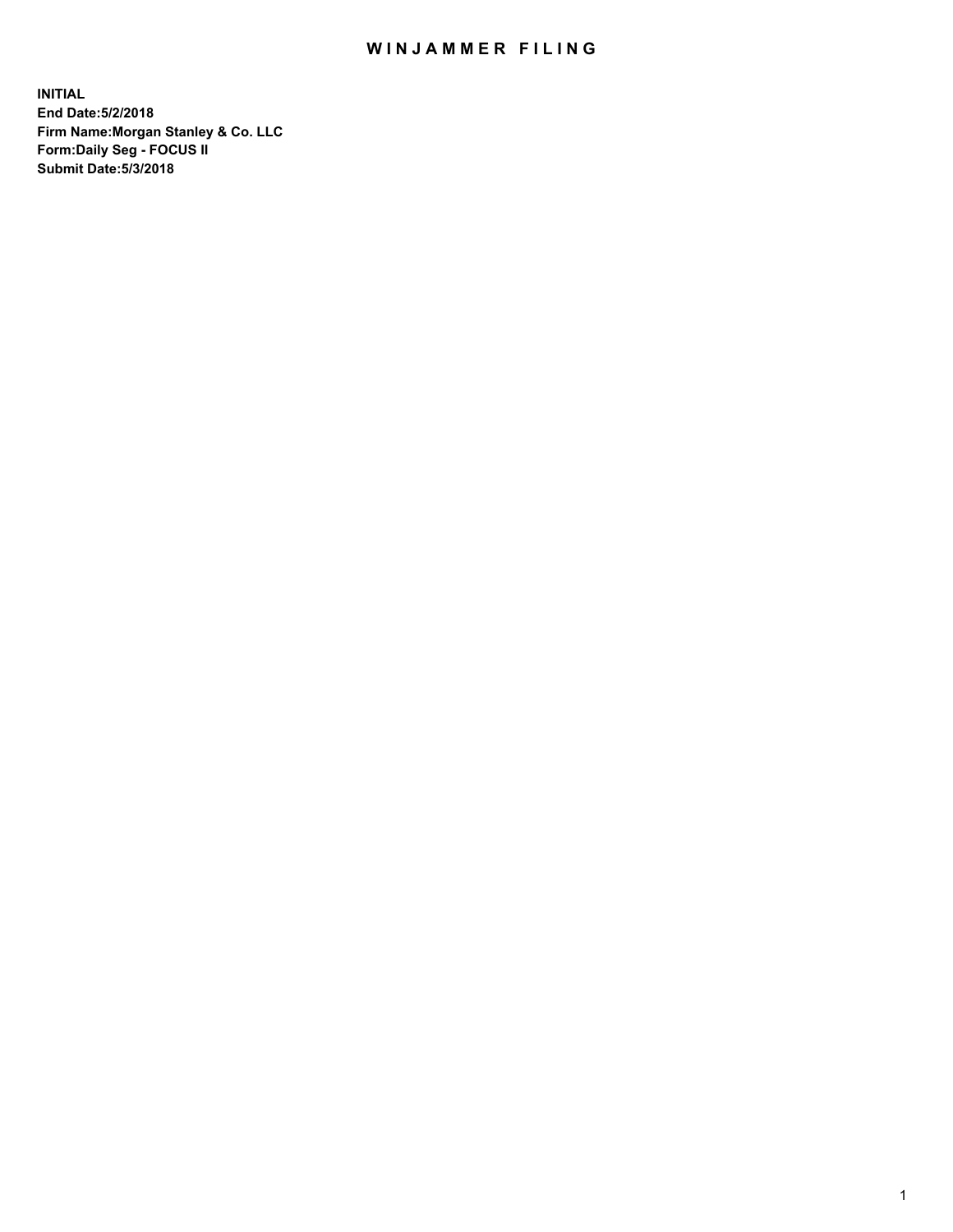# WINJAMMER FILING

**INITIAL**
**End Date:5/2/2018**
**Firm Name:Morgan Stanley & Co. LLC**
**Form:Daily Seg - FOCUS II**
**Submit Date:5/3/2018**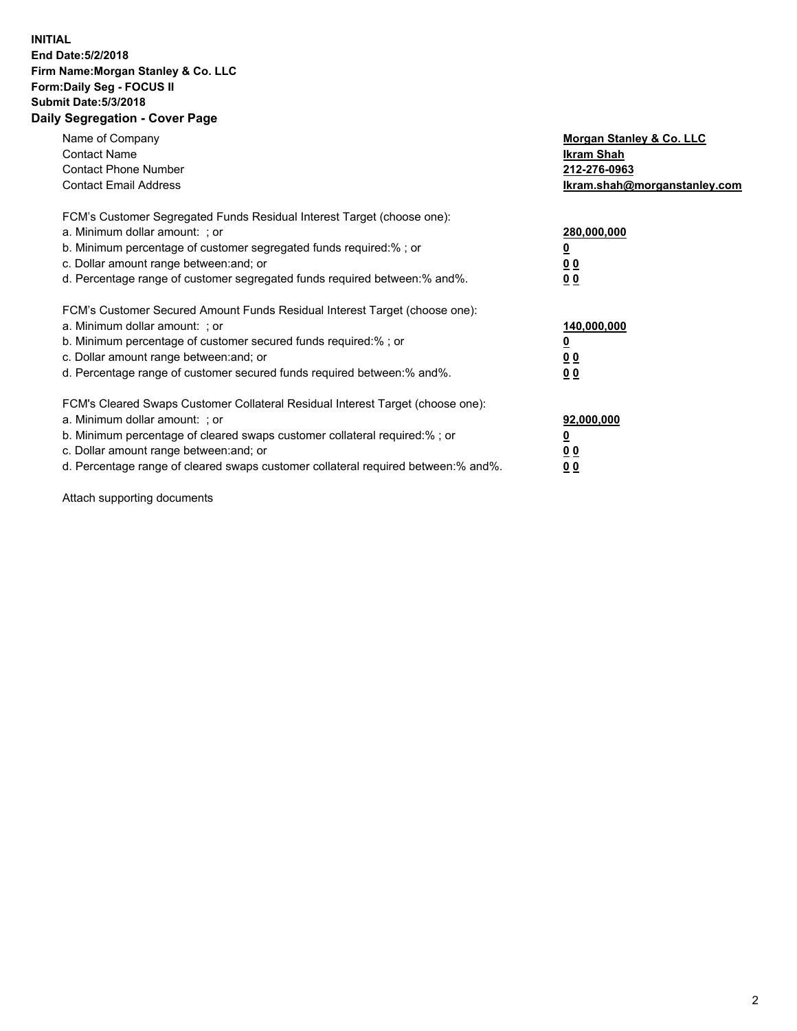**INITIAL**
**End Date:5/2/2018**
**Firm Name:Morgan Stanley & Co. LLC**
**Form:Daily Seg - FOCUS II**
**Submit Date:5/3/2018**

## Daily Segregation - Cover Page

| | |
|---|---|
| Name of Company | **Morgan Stanley & Co. LLC** |
| Contact Name | **Ikram Shah** |
| Contact Phone Number | **212-276-0963** |
| Contact Email Address | **Ikram.shah@morganstanley.com** |

FCM's Customer Segregated Funds Residual Interest Target (choose one):

| | |
|---|---|
| a. Minimum dollar amount: ; or | **280,000,000** |
| b. Minimum percentage of customer segregated funds required:% ; or | **0** |
| c. Dollar amount range between:and; or | **0 0** |
| d. Percentage range of customer segregated funds required between:% and%. | **0 0** |

FCM's Customer Secured Amount Funds Residual Interest Target (choose one):

| | |
|---|---|
| a. Minimum dollar amount: ; or | **140,000,000** |
| b. Minimum percentage of customer secured funds required:% ; or | **0** |
| c. Dollar amount range between:and; or | **0 0** |
| d. Percentage range of customer secured funds required between:% and%. | **0 0** |

FCM's Cleared Swaps Customer Collateral Residual Interest Target (choose one):

| | |
|---|---|
| a. Minimum dollar amount: ; or | **92,000,000** |
| b. Minimum percentage of cleared swaps customer collateral required:% ; or | **0** |
| c. Dollar amount range between:and; or | **0 0** |
| d. Percentage range of cleared swaps customer collateral required between:% and%. | **0 0** |

Attach supporting documents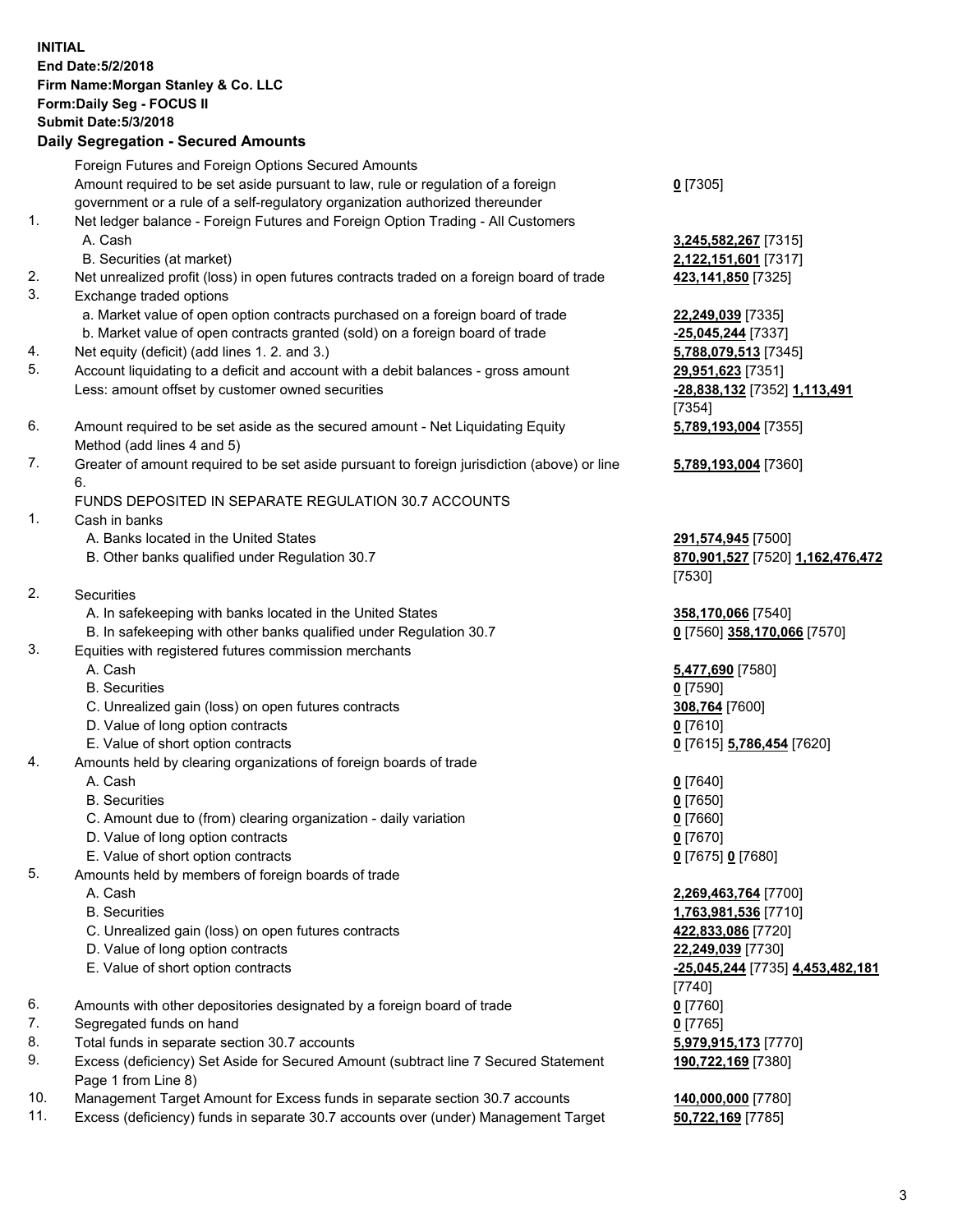**INITIAL**
**End Date:5/2/2018**
**Firm Name:Morgan Stanley & Co. LLC**
**Form:Daily Seg - FOCUS II**
**Submit Date:5/3/2018**

**Daily Segregation - Secured Amounts**

| | | |
|---|---|---|
| | Foreign Futures and Foreign Options Secured Amounts | |
| | Amount required to be set aside pursuant to law, rule or regulation of a foreign government or a rule of a self-regulatory organization authorized thereunder | **0** [7305] |
| 1. | Net ledger balance - Foreign Futures and Foreign Option Trading - All Customers | |
| | A. Cash | **3,245,582,267** [7315] |
| | B. Securities (at market) | **2,122,151,601** [7317] |
| 2. | Net unrealized profit (loss) in open futures contracts traded on a foreign board of trade | **423,141,850** [7325] |
| 3. | Exchange traded options | |
| | a. Market value of open option contracts purchased on a foreign board of trade | **22,249,039** [7335] |
| | b. Market value of open contracts granted (sold) on a foreign board of trade | **-25,045,244** [7337] |
| 4. | Net equity (deficit) (add lines 1. 2. and 3.) | **5,788,079,513** [7345] |
| 5. | Account liquidating to a deficit and account with a debit balances - gross amount | **29,951,623** [7351] |
| | Less: amount offset by customer owned securities | **-28,838,132** [7352] **1,113,491** [7354] |
| 6. | Amount required to be set aside as the secured amount - Net Liquidating Equity Method (add lines 4 and 5) | **5,789,193,004** [7355] |
| 7. | Greater of amount required to be set aside pursuant to foreign jurisdiction (above) or line 6. | **5,789,193,004** [7360] |
| | FUNDS DEPOSITED IN SEPARATE REGULATION 30.7 ACCOUNTS | |
| 1. | Cash in banks | |
| | A. Banks located in the United States | **291,574,945** [7500] |
| | B. Other banks qualified under Regulation 30.7 | **870,901,527** [7520] **1,162,476,472** [7530] |
| 2. | Securities | |
| | A. In safekeeping with banks located in the United States | **358,170,066** [7540] |
| | B. In safekeeping with other banks qualified under Regulation 30.7 | **0** [7560] **358,170,066** [7570] |
| 3. | Equities with registered futures commission merchants | |
| | A. Cash | **5,477,690** [7580] |
| | B. Securities | **0** [7590] |
| | C. Unrealized gain (loss) on open futures contracts | **308,764** [7600] |
| | D. Value of long option contracts | **0** [7610] |
| | E. Value of short option contracts | **0** [7615] **5,786,454** [7620] |
| 4. | Amounts held by clearing organizations of foreign boards of trade | |
| | A. Cash | **0** [7640] |
| | B. Securities | **0** [7650] |
| | C. Amount due to (from) clearing organization - daily variation | **0** [7660] |
| | D. Value of long option contracts | **0** [7670] |
| | E. Value of short option contracts | **0** [7675] **0** [7680] |
| 5. | Amounts held by members of foreign boards of trade | |
| | A. Cash | **2,269,463,764** [7700] |
| | B. Securities | **1,763,981,536** [7710] |
| | C. Unrealized gain (loss) on open futures contracts | **422,833,086** [7720] |
| | D. Value of long option contracts | **22,249,039** [7730] |
| | E. Value of short option contracts | **-25,045,244** [7735] **4,453,482,181** [7740] |
| 6. | Amounts with other depositories designated by a foreign board of trade | **0** [7760] |
| 7. | Segregated funds on hand | **0** [7765] |
| 8. | Total funds in separate section 30.7 accounts | **5,979,915,173** [7770] |
| 9. | Excess (deficiency) Set Aside for Secured Amount (subtract line 7 Secured Statement Page 1 from Line 8) | **190,722,169** [7380] |
| 10. | Management Target Amount for Excess funds in separate section 30.7 accounts | **140,000,000** [7780] |
| 11. | Excess (deficiency) funds in separate 30.7 accounts over (under) Management Target | **50,722,169** [7785] |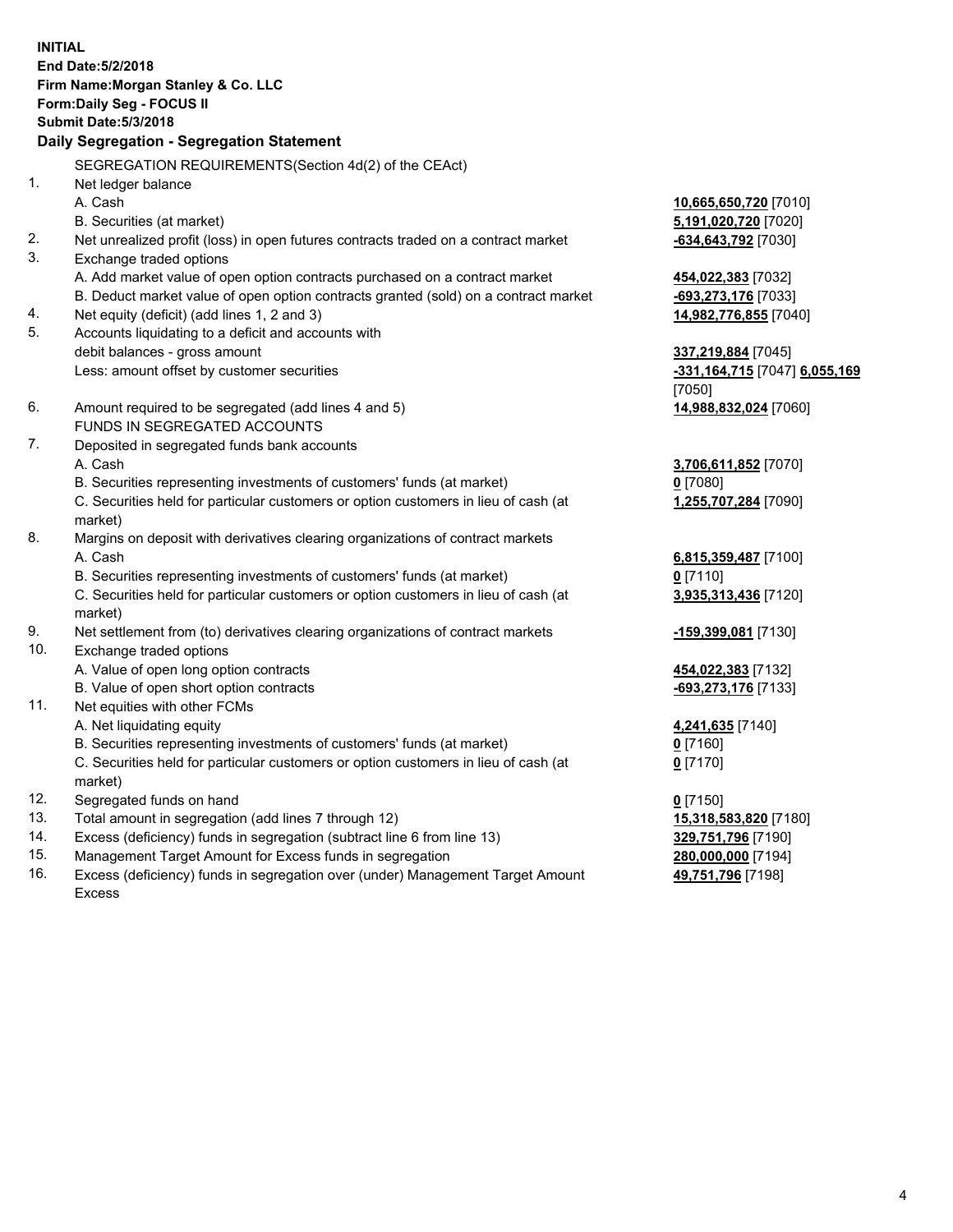**INITIAL**
**End Date:5/2/2018**
**Firm Name:Morgan Stanley & Co. LLC**
**Form:Daily Seg - FOCUS II**
**Submit Date:5/3/2018**

## Daily Segregation - Segregation Statement

SEGREGATION REQUIREMENTS(Section 4d(2) of the CEAct)

| | | |
|---|---|---|
| 1. | Net ledger balance | |
| | A. Cash | **10,665,650,720** [7010] |
| | B. Securities (at market) | **5,191,020,720** [7020] |
| 2. | Net unrealized profit (loss) in open futures contracts traded on a contract market | **-634,643,792** [7030] |
| 3. | Exchange traded options | |
| | A. Add market value of open option contracts purchased on a contract market | **454,022,383** [7032] |
| | B. Deduct market value of open option contracts granted (sold) on a contract market | **-693,273,176** [7033] |
| 4. | Net equity (deficit) (add lines 1, 2 and 3) | **14,982,776,855** [7040] |
| 5. | Accounts liquidating to a deficit and accounts with debit balances - gross amount | **337,219,884** [7045] |
| | Less: amount offset by customer securities | **-331,164,715** [7047] **6,055,169** [7050] |
| 6. | Amount required to be segregated (add lines 4 and 5) | **14,988,832,024** [7060] |
| | FUNDS IN SEGREGATED ACCOUNTS | |
| 7. | Deposited in segregated funds bank accounts | |
| | A. Cash | **3,706,611,852** [7070] |
| | B. Securities representing investments of customers' funds (at market) | **0** [7080] |
| | C. Securities held for particular customers or option customers in lieu of cash (at market) | **1,255,707,284** [7090] |
| 8. | Margins on deposit with derivatives clearing organizations of contract markets | |
| | A. Cash | **6,815,359,487** [7100] |
| | B. Securities representing investments of customers' funds (at market) | **0** [7110] |
| | C. Securities held for particular customers or option customers in lieu of cash (at market) | **3,935,313,436** [7120] |
| 9. | Net settlement from (to) derivatives clearing organizations of contract markets | **-159,399,081** [7130] |
| 10. | Exchange traded options | |
| | A. Value of open long option contracts | **454,022,383** [7132] |
| | B. Value of open short option contracts | **-693,273,176** [7133] |
| 11. | Net equities with other FCMs | |
| | A. Net liquidating equity | **4,241,635** [7140] |
| | B. Securities representing investments of customers' funds (at market) | **0** [7160] |
| | C. Securities held for particular customers or option customers in lieu of cash (at market) | **0** [7170] |
| 12. | Segregated funds on hand | **0** [7150] |
| 13. | Total amount in segregation (add lines 7 through 12) | **15,318,583,820** [7180] |
| 14. | Excess (deficiency) funds in segregation (subtract line 6 from line 13) | **329,751,796** [7190] |
| 15. | Management Target Amount for Excess funds in segregation | **280,000,000** [7194] |
| 16. | Excess (deficiency) funds in segregation over (under) Management Target Amount Excess | **49,751,796** [7198] |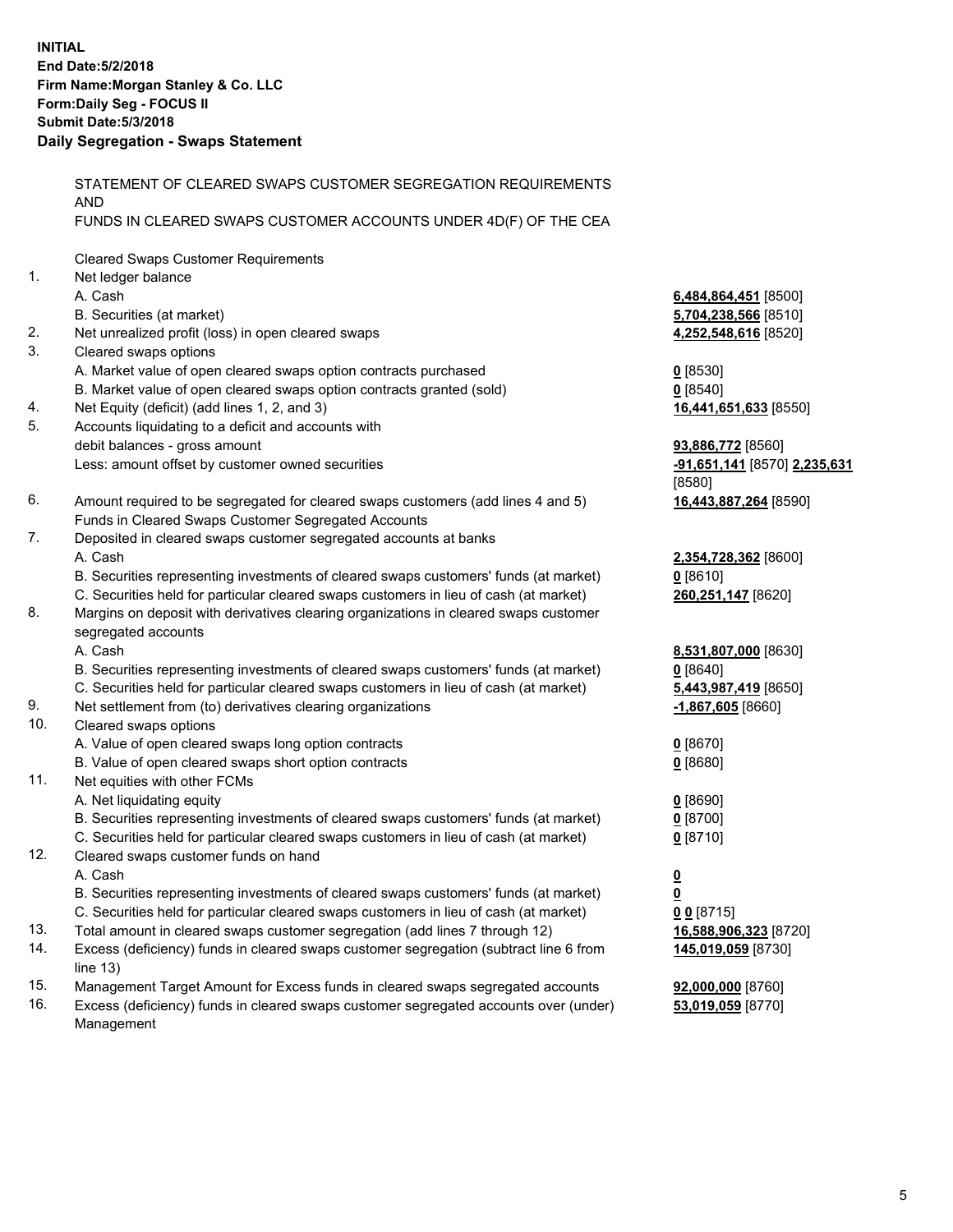**INITIAL**
**End Date:5/2/2018**
**Firm Name:Morgan Stanley & Co. LLC**
**Form:Daily Seg - FOCUS II**
**Submit Date:5/3/2018**
**Daily Segregation - Swaps Statement**

STATEMENT OF CLEARED SWAPS CUSTOMER SEGREGATION REQUIREMENTS AND FUNDS IN CLEARED SWAPS CUSTOMER ACCOUNTS UNDER 4D(F) OF THE CEA

| | | |
|---|---|---|
| | Cleared Swaps Customer Requirements | |
| 1. | Net ledger balance | |
| | A. Cash | **6,484,864,451** [8500] |
| | B. Securities (at market) | **5,704,238,566** [8510] |
| 2. | Net unrealized profit (loss) in open cleared swaps | **4,252,548,616** [8520] |
| 3. | Cleared swaps options | |
| | A. Market value of open cleared swaps option contracts purchased | **0** [8530] |
| | B. Market value of open cleared swaps option contracts granted (sold) | **0** [8540] |
| 4. | Net Equity (deficit) (add lines 1, 2, and 3) | **16,441,651,633** [8550] |
| 5. | Accounts liquidating to a deficit and accounts with debit balances - gross amount | **93,886,772** [8560] |
| | Less: amount offset by customer owned securities | **-91,651,141** [8570] **2,235,631** [8580] |
| 6. | Amount required to be segregated for cleared swaps customers (add lines 4 and 5) | **16,443,887,264** [8590] |
| | Funds in Cleared Swaps Customer Segregated Accounts | |
| 7. | Deposited in cleared swaps customer segregated accounts at banks | |
| | A. Cash | **2,354,728,362** [8600] |
| | B. Securities representing investments of cleared swaps customers' funds (at market) | **0** [8610] |
| | C. Securities held for particular cleared swaps customers in lieu of cash (at market) | **260,251,147** [8620] |
| 8. | Margins on deposit with derivatives clearing organizations in cleared swaps customer segregated accounts | |
| | A. Cash | **8,531,807,000** [8630] |
| | B. Securities representing investments of cleared swaps customers' funds (at market) | **0** [8640] |
| | C. Securities held for particular cleared swaps customers in lieu of cash (at market) | **5,443,987,419** [8650] |
| 9. | Net settlement from (to) derivatives clearing organizations | **-1,867,605** [8660] |
| 10. | Cleared swaps options | |
| | A. Value of open cleared swaps long option contracts | **0** [8670] |
| | B. Value of open cleared swaps short option contracts | **0** [8680] |
| 11. | Net equities with other FCMs | |
| | A. Net liquidating equity | **0** [8690] |
| | B. Securities representing investments of cleared swaps customers' funds (at market) | **0** [8700] |
| | C. Securities held for particular cleared swaps customers in lieu of cash (at market) | **0** [8710] |
| 12. | Cleared swaps customer funds on hand | |
| | A. Cash | **0** |
| | B. Securities representing investments of cleared swaps customers' funds (at market) | **0** |
| | C. Securities held for particular cleared swaps customers in lieu of cash (at market) | **0** **0** [8715] |
| 13. | Total amount in cleared swaps customer segregation (add lines 7 through 12) | **16,588,906,323** [8720] |
| 14. | Excess (deficiency) funds in cleared swaps customer segregation (subtract line 6 from line 13) | **145,019,059** [8730] |
| 15. | Management Target Amount for Excess funds in cleared swaps segregated accounts | **92,000,000** [8760] |
| 16. | Excess (deficiency) funds in cleared swaps customer segregated accounts over (under) Management | **53,019,059** [8770] |